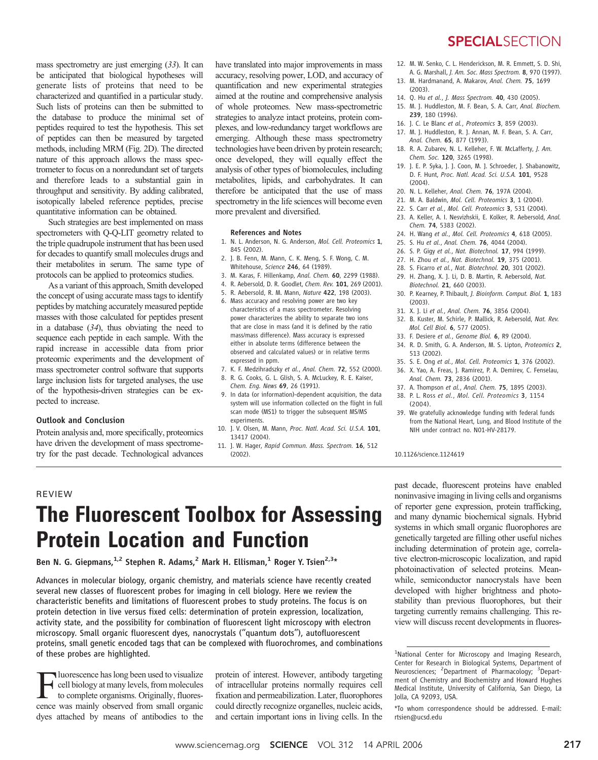mass spectrometry are just emerging (33). It can be anticipated that biological hypotheses will generate lists of proteins that need to be characterized and quantified in a particular study. Such lists of proteins can then be submitted to the database to produce the minimal set of peptides required to test the hypothesis. This set of peptides can then be measured by targeted methods, including MRM (Fig. 2D). The directed nature of this approach allows the mass spectrometer to focus on a nonredundant set of targets and therefore leads to a substantial gain in throughput and sensitivity. By adding calibrated, isotopically labeled reference peptides, precise quantitative information can be obtained.

Such strategies are best implemented on mass spectrometers with Q-Q-LIT geometry related to the triple quadrupole instrument that has been used for decades to quantify small molecules drugs and their metabolites in serum. The same type of protocols can be applied to proteomics studies.

As a variant of this approach, Smith developed the concept of using accurate mass tags to identify peptides by matching accurately measured peptide masses with those calculated for peptides present in a database (34), thus obviating the need to sequence each peptide in each sample. With the rapid increase in accessible data from prior proteomic experiments and the development of mass spectrometer control software that supports large inclusion lists for targeted analyses, the use of the hypothesis-driven strategies can be expected to increase.

### Outlook and Conclusion

Protein analysis and, more specifically, proteomics have driven the development of mass spectrometry for the past decade. Technological advances have translated into major improvements in mass accuracy, resolving power, LOD, and accuracy of quantification and new experimental strategies aimed at the routine and comprehensive analysis of whole proteomes. New mass-spectrometric strategies to analyze intact proteins, protein complexes, and low-redundancy target workflows are emerging. Although these mass spectrometry technologies have been driven by protein research; once developed, they will equally effect the analysis of other types of biomolecules, including metabolites, lipids, and carbohydrates. It can therefore be anticipated that the use of mass spectrometry in the life sciences will become even more prevalent and diversified.

### References and Notes

1. N. L. Anderson, N. G. Anderson, *Mol. Cell. Proteomics* **1**, 845 (2002).
2. J. B. Fenn, M. Mann, C. K. Meng, S. F. Wong, C. M. Whitehouse, *Science* **246**, 64 (1989).
3. M. Karas, F. Hillenkamp, *Anal. Chem.* **60**, 2299 (1988).
4. R. Aebersold, D. R. Goodlet, *Chem. Rev.* **101**, 269 (2001).
5. R. Aebersold, R. M. Mann, *Nature* **422**, 198 (2003).
6. Mass accuracy and resolving power are two key characteristics of a mass spectrometer. Resolving power characterizes the ability to separate two ions that are close in mass (and it is defined by the ratio mass/mass difference). Mass accuracy is expressed either in absolute terms (difference between the observed and calculated values) or in relative terms expressed in ppm.
7. K. F. Medzihradszky *et al.*, *Anal. Chem.* **72**, 552 (2000).
8. R. G. Cooks, G. L. Glish, S. A. McLuckey, R. E. Kaiser, *Chem. Eng. News* **69**, 26 (1991).
9. In data (or information)-dependent acquisition, the data system will use information collected on the flight in full scan mode (MS1) to trigger the subsequent MS/MS experiments.
10. J. V. Olsen, M. Mann, *Proc. Natl. Acad. Sci. U.S.A.* **101**, 13417 (2004).
11. J. W. Hager, *Rapid Commun. Mass. Spectrom.* **16**, 512 (2002).
12. M. W. Senko, C. L. Henderickson, M. R. Emmett, S. D. Shi, A. G. Marshall, *J. Am. Soc. Mass Spectrom.* **8**, 970 (1997).
13. M. Hardmanand, A. Makarov, *Anal. Chem.* **75**, 1699 (2003).
14. Q. Hu *et al.*, *J. Mass Spectrom.* **40**, 430 (2005).
15. M. J. Huddleston, M. F. Bean, S. A. Carr, *Anal. Biochem.* **239**, 180 (1996).
16. J. C. Le Blanc *et al.*, *Proteomics* **3**, 859 (2003).
17. M. J. Huddleston, R. J. Annan, M. F. Bean, S. A. Carr, *Anal. Chem.* **65**, 877 (1993).
18. R. A. Zubarev, N. L. Kelleher, F. W. McLafferty, *J. Am. Chem. Soc.* **120**, 3265 (1998).
19. J. E. P. Syka, J. J. Coon, M. J. Schroeder, J. Shabanowitz, D. F. Hunt, *Proc. Natl. Acad. Sci. U.S.A.* **101**, 9528 (2004).
20. N. L. Kelleher, *Anal. Chem.* **76**, 197A (2004).
21. M. A. Baldwin, *Mol. Cell. Proteomics* **3**, 1 (2004).
22. S. Carr *et al.*, *Mol. Cell. Proteomics* **3**, 531 (2004).
23. A. Keller, A. I. Nesvizhskii, E. Kolker, R. Aebersold, *Anal. Chem.* **74**, 5383 (2002).
24. H. Wang *et al.*, *Mol. Cell. Proteomics* **4**, 618 (2005).
25. S. Hu *et al.*, *Anal. Chem.* **76**, 4044 (2004).
26. S. P. Gigy *et al.*, *Nat. Biotechnol.* **17**, 994 (1999).
27. H. Zhou *et al.*, *Nat. Biotechnol.* **19**, 375 (2001).
28. S. Ficarro *et al.*, *Nat. Biotechnol.* **20**, 301 (2002).
29. H. Zhang, X. J. Li, D. B. Martin, R. Aebersold, *Nat. Biotechnol.* **21**, 660 (2003).
30. P. Kearney, P. Thibault, *J. Bioinform. Comput. Biol.* **1**, 183 (2003).
31. X. J. Li *et al.*, *Anal. Chem.* **76**, 3856 (2004).
32. B. Kuster, M. Schirle, P. Mallick, R. Aebersold, *Nat. Rev. Mol. Cell Biol.* **6**, 577 (2005).
33. F. Desiere *et al.*, *Genome Biol.* **6**, R9 (2004).
34. R. D. Smith, G. A. Anderson, M. S. Lipton, *Proteomics* **2**, 513 (2002).
35. S. E. Ong *et al.*, *Mol. Cell. Proteomics* **1**, 376 (2002).
36. X. Yao, A. Freas, J. Ramirez, P. A. Demirev, C. Fenselau, *Anal. Chem.* **73**, 2836 (2001).
37. A. Thompson *et al.*, *Anal. Chem.* **75**, 1895 (2003).
38. P. L. Ross *et al.*, *Mol. Cell. Proteomics* **3**, 1154 (2004).
39. We gratefully acknowledge funding with federal funds from the National Heart, Lung, and Blood Institute of the NIH under contract no. N01-HV-28179.

10.1126/science.1124619

REVIEW

# The Fluorescent Toolbox for Assessing Protein Location and Function

**Ben N. G. Giepmans,[1,2] Stephen R. Adams,[2] Mark H. Ellisman,[1] Roger Y. Tsien[2,3]***

**Advances in molecular biology, organic chemistry, and materials science have recently created several new classes of fluorescent probes for imaging in cell biology. Here we review the characteristic benefits and limitations of fluorescent probes to study proteins. The focus is on protein detection in live versus fixed cells: determination of protein expression, localization, activity state, and the possibility for combination of fluorescent light microscopy with electron microscopy. Small organic fluorescent dyes, nanocrystals ("quantum dots"), autofluorescent proteins, small genetic encoded tags that can be complexed with fluorochromes, and combinations of these probes are highlighted.**

Fluorescence has long been used to visualize cell biology at many levels, from molecules to complete organisms. Originally, fluorescence was mainly observed from small organic dyes attached by means of antibodies to the protein of interest. However, antibody targeting of intracellular proteins normally requires cell fixation and permeabilization. Later, fluorophores could directly recognize organelles, nucleic acids, and certain important ions in living cells. In the past decade, fluorescent proteins have enabled noninvasive imaging in living cells and organisms of reporter gene expression, protein trafficking, and many dynamic biochemical signals. Hybrid systems in which small organic fluorophores are genetically targeted are filling other useful niches including determination of protein age, correlative electron-microscopic localization, and rapid photoinactivation of selected proteins. Meanwhile, semiconductor nanocrystals have been developed with higher brightness and photostability than previous fluorophores, but their targeting currently remains challenging. This review will discuss recent developments in fluores-

[1]National Center for Microscopy and Imaging Research, Center for Research in Biological Systems, Department of Neurosciences; [2]Department of Pharmacology; [3]Department of Chemistry and Biochemistry and Howard Hughes Medical Institute, University of California, San Diego, La Jolla, CA 92093, USA.

*To whom correspondence should be addressed. E-mail: rtsien@ucsd.edu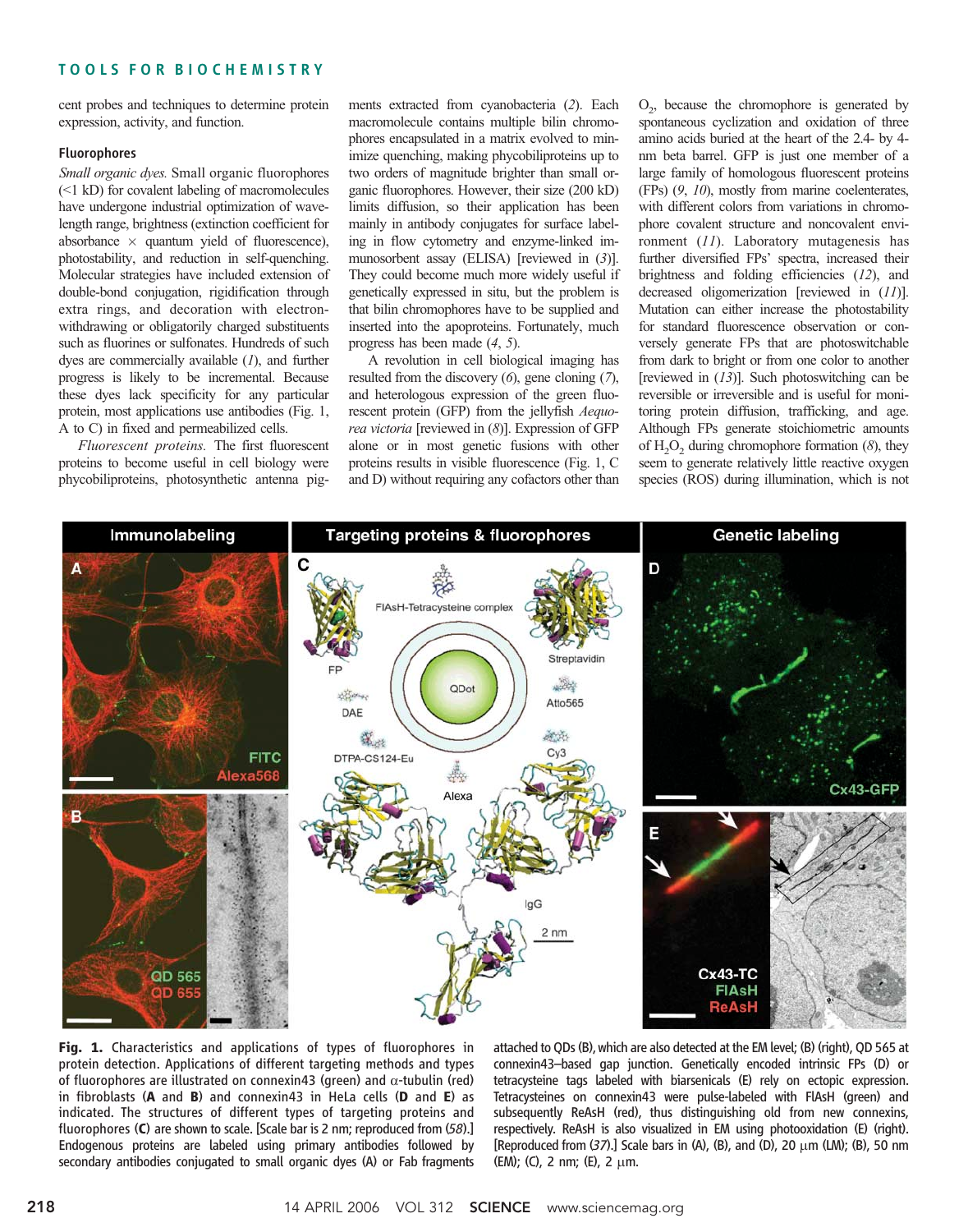cent probes and techniques to determine protein expression, activity, and function.

### Fluorophores

*Small organic dyes.* Small organic fluorophores (<1 kD) for covalent labeling of macromolecules have undergone industrial optimization of wavelength range, brightness (extinction coefficient for absorbance × quantum yield of fluorescence), photostability, and reduction in self-quenching. Molecular strategies have included extension of double-bond conjugation, rigidification through extra rings, and decoration with electron-withdrawing or obligatorily charged substituents such as fluorines or sulfonates. Hundreds of such dyes are commercially available (*1*), and further progress is likely to be incremental. Because these dyes lack specificity for any particular protein, most applications use antibodies (Fig. 1, A to C) in fixed and permeabilized cells.

*Fluorescent proteins.* The first fluorescent proteins to become useful in cell biology were phycobiliproteins, photosynthetic antenna pigments extracted from cyanobacteria (*2*). Each macromolecule contains multiple bilin chromophores encapsulated in a matrix evolved to minimize quenching, making phycobiliproteins up to two orders of magnitude brighter than small organic fluorophores. However, their size (200 kD) limits diffusion, so their application has been mainly in antibody conjugates for surface labeling in flow cytometry and enzyme-linked immunosorbent assay (ELISA) [reviewed in (*3*)]. They could become much more widely useful if genetically expressed in situ, but the problem is that bilin chromophores have to be supplied and inserted into the apoproteins. Fortunately, much progress has been made (*4*, *5*).

A revolution in cell biological imaging has resulted from the discovery (*6*), gene cloning (*7*), and heterologous expression of the green fluorescent protein (GFP) from the jellyfish *Aequorea victoria* [reviewed in (*8*)]. Expression of GFP alone or in most genetic fusions with other proteins results in visible fluorescence (Fig. 1, C and D) without requiring any cofactors other than $O_2$, because the chromophore is generated by spontaneous cyclization and oxidation of three amino acids buried at the heart of the 2.4- by 4-nm beta barrel. GFP is just one member of a large family of homologous fluorescent proteins (FPs) (*9*, *10*), mostly from marine coelenterates, with different colors from variations in chromophore covalent structure and noncovalent environment (*11*). Laboratory mutagenesis has further diversified FPs' spectra, increased their brightness and folding efficiencies (*12*), and decreased oligomerization [reviewed in (*11*)]. Mutation can either increase the photostability for standard fluorescence observation or conversely generate FPs that are photoswitchable from dark to bright or from one color to another [reviewed in (*13*)]. Such photoswitching can be reversible or irreversible and is useful for monitoring protein diffusion, trafficking, and age. Although FPs generate stoichiometric amounts of $H_2O_2$ during chromophore formation (*8*), they seem to generate relatively little reactive oxygen species (ROS) during illumination, which is not

**Fig. 1.** Characteristics and applications of types of fluorophores in protein detection. Applications of different targeting methods and types of fluorophores are illustrated on connexin43 (green) and α-tubulin (red) in fibroblasts (**A** and **B**) and connexin43 in HeLa cells (**D** and **E**) as indicated. The structures of different types of targeting proteins and fluorophores (**C**) are shown to scale. [Scale bar is 2 nm; reproduced from (*58*).] Endogenous proteins are labeled using primary antibodies followed by secondary antibodies conjugated to small organic dyes (A) or Fab fragments attached to QDs (B), which are also detected at the EM level; (B) (right), QD 565 at connexin43–based gap junction. Genetically encoded intrinsic FPs (D) or tetracysteine tags labeled with biarsenicals (E) rely on ectopic expression. Tetracysteines on connexin43 were pulse-labeled with FlAsH (green) and subsequently ReAsH (red), thus distinguishing old from new connexins, respectively. ReAsH is also visualized in EM using photooxidation (E) (right). [Reproduced from (*37*).] Scale bars in (A), (B), and (D), 20 μm (LM); (B), 50 nm (EM); (C), 2 nm; (E), 2 μm.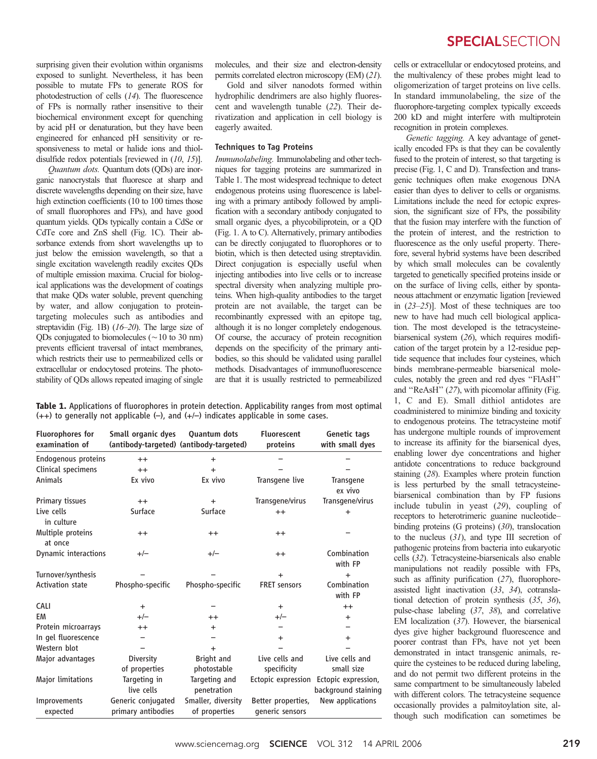surprising given their evolution within organisms exposed to sunlight. Nevertheless, it has been possible to mutate FPs to generate ROS for photodestruction of cells (*14*). The fluorescence of FPs is normally rather insensitive to their biochemical environment except for quenching by acid pH or denaturation, but they have been engineered for enhanced pH sensitivity or responsiveness to metal or halide ions and thiol-disulfide redox potentials [reviewed in (*10*, *15*)].

*Quantum dots.* Quantum dots (QDs) are inorganic nanocrystals that fluoresce at sharp and discrete wavelengths depending on their size, have high extinction coefficients (10 to 100 times those of small fluorophores and FPs), and have good quantum yields. QDs typically contain a CdSe or CdTe core and ZnS shell (Fig. 1C). Their absorbance extends from short wavelengths up to just below the emission wavelength, so that a single excitation wavelength readily excites QDs of multiple emission maxima. Crucial for biological applications was the development of coatings that make QDs water soluble, prevent quenching by water, and allow conjugation to protein-targeting molecules such as antibodies and streptavidin (Fig. 1B) (*16*–*20*). The large size of QDs conjugated to biomolecules (~10 to 30 nm) prevents efficient traversal of intact membranes, which restricts their use to permeabilized cells or extracellular or endocytosed proteins. The photostability of QDs allows repeated imaging of single molecules, and their size and electron-density permits correlated electron microscopy (EM) (*21*).

Gold and silver nanodots formed within hydrophilic dendrimers are also highly fluorescent and wavelength tunable (*22*). Their derivatization and application in cell biology is eagerly awaited.

## Techniques to Tag Proteins

*Immunolabeling.* Immunolabeling and other techniques for tagging proteins are summarized in Table 1. The most widespread technique to detect endogenous proteins using fluorescence is labeling with a primary antibody followed by amplification with a secondary antibody conjugated to small organic dyes, a phycobiliprotein, or a QD (Fig. 1. A to C). Alternatively, primary antibodies can be directly conjugated to fluorophores or to biotin, which is then detected using streptavidin. Direct conjugation is especially useful when injecting antibodies into live cells or to increase spectral diversity when analyzing multiple proteins. When high-quality antibodies to the target protein are not available, the target can be recombinantly expressed with an epitope tag, although it is no longer completely endogenous. Of course, the accuracy of protein recognition depends on the specificity of the primary antibodies, so this should be validated using parallel methods. Disadvantages of immunofluorescence are that it is usually restricted to permeabilized cells or extracellular or endocytosed proteins, and the multivalency of these probes might lead to oligomerization of target proteins on live cells. In standard immunolabeling, the size of the fluorophore-targeting complex typically exceeds 200 kD and might interfere with multiprotein recognition in protein complexes.

*Genetic tagging.* A key advantage of genetically encoded FPs is that they can be covalently fused to the protein of interest, so that targeting is precise (Fig. 1, C and D). Transfection and transgenic techniques often make exogenous DNA easier than dyes to deliver to cells or organisms. Limitations include the need for ectopic expression, the significant size of FPs, the possibility that the fusion may interfere with the function of the protein of interest, and the restriction to fluorescence as the only useful property. Therefore, several hybrid systems have been described by which small molecules can be covalently targeted to genetically specified proteins inside or on the surface of living cells, either by spontaneous attachment or enzymatic ligation [reviewed in (*23*–*25*)]. Most of these techniques are too new to have had much cell biological application. The most developed is the tetracysteine-biarsenical system (*26*), which requires modification of the target protein by a 12-residue peptide sequence that includes four cysteines, which binds membrane-permeable biarsenical molecules, notably the green and red dyes "FlAsH" and "ReAsH" (*27*), with picomolar affinity (Fig. 1, C and E). Small dithiol antidotes are coadministered to minimize binding and toxicity to endogenous proteins. The tetracysteine motif has undergone multiple rounds of improvement to increase its affinity for the biarsenical dyes, enabling lower dye concentrations and higher antidote concentrations to reduce background staining (*28*). Examples where protein function is less perturbed by the small tetracysteine-biarsenical combination than by FP fusions include tubulin in yeast (*29*), coupling of receptors to heterotrimeric guanine nucleotide–binding proteins (G proteins) (*30*), translocation to the nucleus (*31*), and type III secretion of pathogenic proteins from bacteria into eukaryotic cells (*32*). Tetracysteine-biarsenicals also enable manipulations not readily possible with FPs, such as affinity purification (*27*), fluorophore-assisted light inactivation (*33*, *34*), cotranslational detection of protein synthesis (*35*, *36*), pulse-chase labeling (*37*, *38*), and correlative EM localization (*37*). However, the biarsenical dyes give higher background fluorescence and poorer contrast than FPs, have not yet been demonstrated in intact transgenic animals, require the cysteines to be reduced during labeling, and do not permit two different proteins in the same compartment to be simultaneously labeled with different colors. The tetracysteine sequence occasionally provides a palmitoylation site, although such modification can sometimes be

**Table 1.** Applications of fluorophores in protein detection. Applicability ranges from most optimal (++) to generally not applicable (–), and (+/–) indicates applicable in some cases.

| Fluorophores for examination of | Small organic dyes (antibody-targeted) | Quantum dots (antibody-targeted) | Fluorescent proteins | Genetic tags with small dyes |
|---|---|---|---|---|
| Endogenous proteins | ++ | + | – | – |
| Clinical specimens | ++ | + | – | – |
| Animals | Ex vivo | Ex vivo | Transgene live | Transgene ex vivo |
| Primary tissues | ++ | + | Transgene/virus | Transgene/virus |
| Live cells in culture | Surface | Surface | ++ | + |
| Multiple proteins at once | ++ | ++ | ++ | – |
| Dynamic interactions | +/– | +/– | ++ | Combination with FP |
| Turnover/synthesis | – | – | + | + |
| Activation state | Phospho-specific | Phospho-specific | FRET sensors | Combination with FP |
| CALI | + | – | + | ++ |
| EM | +/– | ++ | +/– | + |
| Protein microarrays | ++ | + | – | – |
| In gel fluorescence | – | – | + | + |
| Western blot | – | + | – | – |
| Major advantages | Diversity of properties | Bright and photostable | Live cells and specificity | Live cells and small size |
| Major limitations | Targeting in live cells | Targeting and penetration | Ectopic expression | Ectopic expression, background staining |
| Improvements expected | Generic conjugated primary antibodies | Smaller, diversity of properties | Better properties, generic sensors | New applications |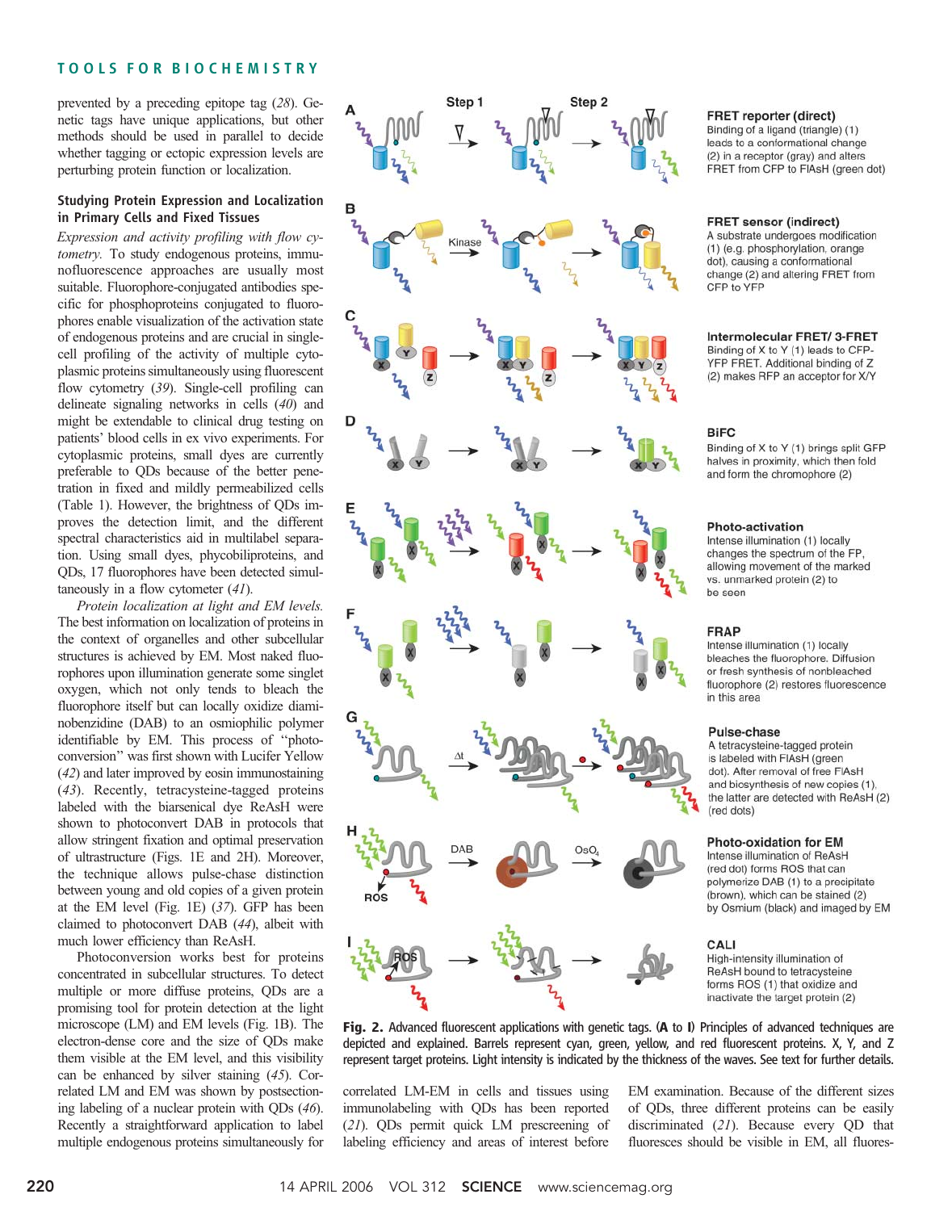prevented by a preceding epitope tag (*28*). Genetic tags have unique applications, but other methods should be used in parallel to decide whether tagging or ectopic expression levels are perturbing protein function or localization.

## Studying Protein Expression and Localization in Primary Cells and Fixed Tissues

*Expression and activity profiling with flow cytometry.* To study endogenous proteins, immunofluorescence approaches are usually most suitable. Fluorophore-conjugated antibodies specific for phosphoproteins conjugated to fluorophores enable visualization of the activation state of endogenous proteins and are crucial in single-cell profiling of the activity of multiple cytoplasmic proteins simultaneously using fluorescent flow cytometry (*39*). Single-cell profiling can delineate signaling networks in cells (*40*) and might be extendable to clinical drug testing on patients' blood cells in ex vivo experiments. For cytoplasmic proteins, small dyes are currently preferable to QDs because of the better penetration in fixed and mildly permeabilized cells (Table 1). However, the brightness of QDs improves the detection limit, and the different spectral characteristics aid in multilabel separation. Using small dyes, phycobiliproteins, and QDs, 17 fluorophores have been detected simultaneously in a flow cytometer (*41*).

*Protein localization at light and EM levels.* The best information on localization of proteins in the context of organelles and other subcellular structures is achieved by EM. Most naked fluorophores upon illumination generate some singlet oxygen, which not only tends to bleach the fluorophore itself but can locally oxidize diaminobenzidine (DAB) to an osmiophilic polymer identifiable by EM. This process of "photoconversion" was first shown with Lucifer Yellow (*42*) and later improved by eosin immunostaining (*43*). Recently, tetracysteine-tagged proteins labeled with the biarsenical dye ReAsH were shown to photoconvert DAB in protocols that allow stringent fixation and optimal preservation of ultrastructure (Figs. 1E and 2H). Moreover, the technique allows pulse-chase distinction between young and old copies of a given protein at the EM level (Fig. 1E) (*37*). GFP has been claimed to photoconvert DAB (*44*), albeit with much lower efficiency than ReAsH.

Photoconversion works best for proteins concentrated in subcellular structures. To detect multiple or more diffuse proteins, QDs are a promising tool for protein detection at the light microscope (LM) and EM levels (Fig. 1B). The electron-dense core and the size of QDs make them visible at the EM level, and this visibility can be enhanced by silver staining (*45*). Correlated LM and EM was shown by postsectioning labeling of a nuclear protein with QDs (*46*). Recently a straightforward application to label multiple endogenous proteins simultaneously for correlated LM-EM in cells and tissues using immunolabeling with QDs has been reported (*21*). QDs permit quick LM prescreening of labeling efficiency and areas of interest before EM examination. Because of the different sizes of QDs, three different proteins can be easily discriminated (*21*). Because every QD that fluoresces should be visible in EM, all fluores-

**FRET reporter (direct)**
Binding of a ligand (triangle) (1) leads to a conformational change (2) in a receptor (gray) and alters FRET from CFP to FlAsH (green dot)

**FRET sensor (indirect)**
A substrate undergoes modification (1) (e.g. phosphorylation, orange dot), causing a conformational change (2) and altering FRET from CFP to YFP

**Intermolecular FRET/ 3-FRET**
Binding of X to Y (1) leads to CFP-YFP FRET. Additional binding of Z (2) makes RFP an acceptor for X/Y

**BiFC**
Binding of X to Y (1) brings split GFP halves in proximity, which then fold and form the chromophore (2)

**Photo-activation**
Intense illumination (1) locally changes the spectrum of the FP, allowing movement of the marked vs. unmarked protein (2) to be seen

**FRAP**
Intense illumination (1) locally bleaches the fluorophore. Diffusion or fresh synthesis of nonbleached fluorophore (2) restores fluorescence in this area

**Pulse-chase**
A tetracysteine-tagged protein is labeled with FlAsH (green dot). After removal of free FlAsH and biosynthesis of new copies (1), the latter are detected with ReAsH (2) (red dots)

**Photo-oxidation for EM**
Intense illumination of ReAsH (red dot) forms ROS that can polymerize DAB (1) to a precipitate (brown), which can be stained (2) by Osmium (black) and imaged by EM

**CALI**
High-intensity illumination of ReAsH bound to tetracysteine forms ROS (1) that oxidize and inactivate the target protein (2)

**Fig. 2.** Advanced fluorescent applications with genetic tags. **(A** to **I)** Principles of advanced techniques are depicted and explained. Barrels represent cyan, green, yellow, and red fluorescent proteins. X, Y, and Z represent target proteins. Light intensity is indicated by the thickness of the waves. See text for further details.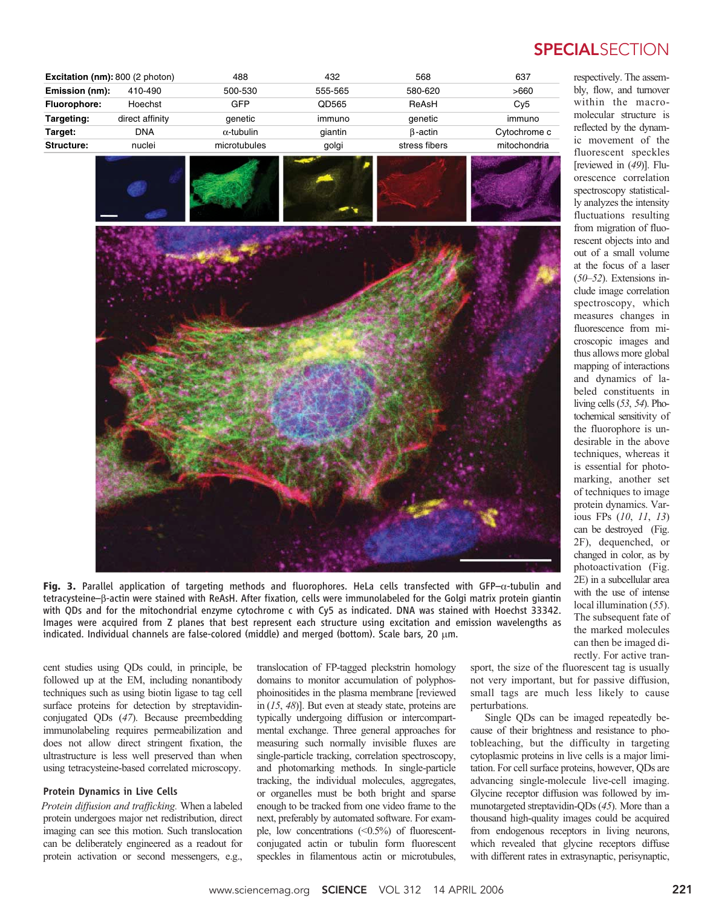| Excitation (nm): | 800 (2 photon) | 488 | 432 | 568 | 637 |
|---|---|---|---|---|---|
| Emission (nm): | 410-490 | 500-530 | 555-565 | 580-620 | >660 |
| Fluorophore: | Hoechst | GFP | QD565 | ReAsH | Cy5 |
| Targeting: | direct affinity | genetic | immuno | genetic | immuno |
| Target: | DNA | α-tubulin | giantin | β-actin | Cytochrome c |
| Structure: | nuclei | microtubules | golgi | stress fibers | mitochondria |

**Fig. 3.** Parallel application of targeting methods and fluorophores. HeLa cells transfected with GFP–α-tubulin and tetracysteine–β-actin were stained with ReAsH. After fixation, cells were immunolabeled for the Golgi matrix protein giantin with QDs and for the mitochondrial enzyme cytochrome c with Cy5 as indicated. DNA was stained with Hoechst 33342. Images were acquired from Z planes that best represent each structure using excitation and emission wavelengths as indicated. Individual channels are false-colored (middle) and merged (bottom). Scale bars, 20 μm.

respectively. The assembly, flow, and turnover within the macromolecular structure is reflected by the dynamic movement of the fluorescent speckles [reviewed in (*49*)]. Fluorescence correlation spectroscopy statistically analyzes the intensity fluctuations resulting from migration of fluorescent objects into and out of a small volume at the focus of a laser (*50–52*). Extensions include image correlation spectroscopy, which measures changes in fluorescence from microscopic images and thus allows more global mapping of interactions and dynamics of labeled constituents in living cells (*53*, *54*). Photochemical sensitivity of the fluorophore is undesirable in the above techniques, whereas it is essential for photomarking, another set of techniques to image protein dynamics. Various FPs (*10*, *11*, *13*) can be destroyed (Fig. 2F), dequenched, or changed in color, as by photoactivation (Fig. 2E) in a subcellular area with the use of intense local illumination (*55*). The subsequent fate of the marked molecules can then be imaged directly. For active transport, the size of the fluorescent tag is usually not very important, but for passive diffusion, small tags are much less likely to cause perturbations.

Single QDs can be imaged repeatedly because of their brightness and resistance to photobleaching, but the difficulty in targeting cytoplasmic proteins in live cells is a major limitation. For cell surface proteins, however, QDs are advancing single-molecule live-cell imaging. Glycine receptor diffusion was followed by immunotargeted streptavidin-QDs (*45*). More than a thousand high-quality images could be acquired from endogenous receptors in living neurons, which revealed that glycine receptors diffuse with different rates in extrasynaptic, perisynaptic,

cent studies using QDs could, in principle, be followed up at the EM, including nonantibody techniques such as using biotin ligase to tag cell surface proteins for detection by streptavidin-conjugated QDs (*47*). Because preembedding immunolabeling requires permeabilization and does not allow direct stringent fixation, the ultrastructure is less well preserved than when using tetracysteine-based correlated microscopy.

### Protein Dynamics in Live Cells

*Protein diffusion and trafficking.* When a labeled protein undergoes major net redistribution, direct imaging can see this motion. Such translocation can be deliberately engineered as a readout for protein activation or second messengers, e.g., translocation of FP-tagged pleckstrin homology domains to monitor accumulation of polyphosphoinositides in the plasma membrane [reviewed in (*15*, *48*)]. But even at steady state, proteins are typically undergoing diffusion or intercompartmental exchange. Three general approaches for measuring such normally invisible fluxes are single-particle tracking, correlation spectroscopy, and photomarking methods. In single-particle tracking, the individual molecules, aggregates, or organelles must be both bright and sparse enough to be tracked from one video frame to the next, preferably by automated software. For example, low concentrations (<0.5%) of fluorescent-conjugated actin or tubulin form fluorescent speckles in filamentous actin or microtubules,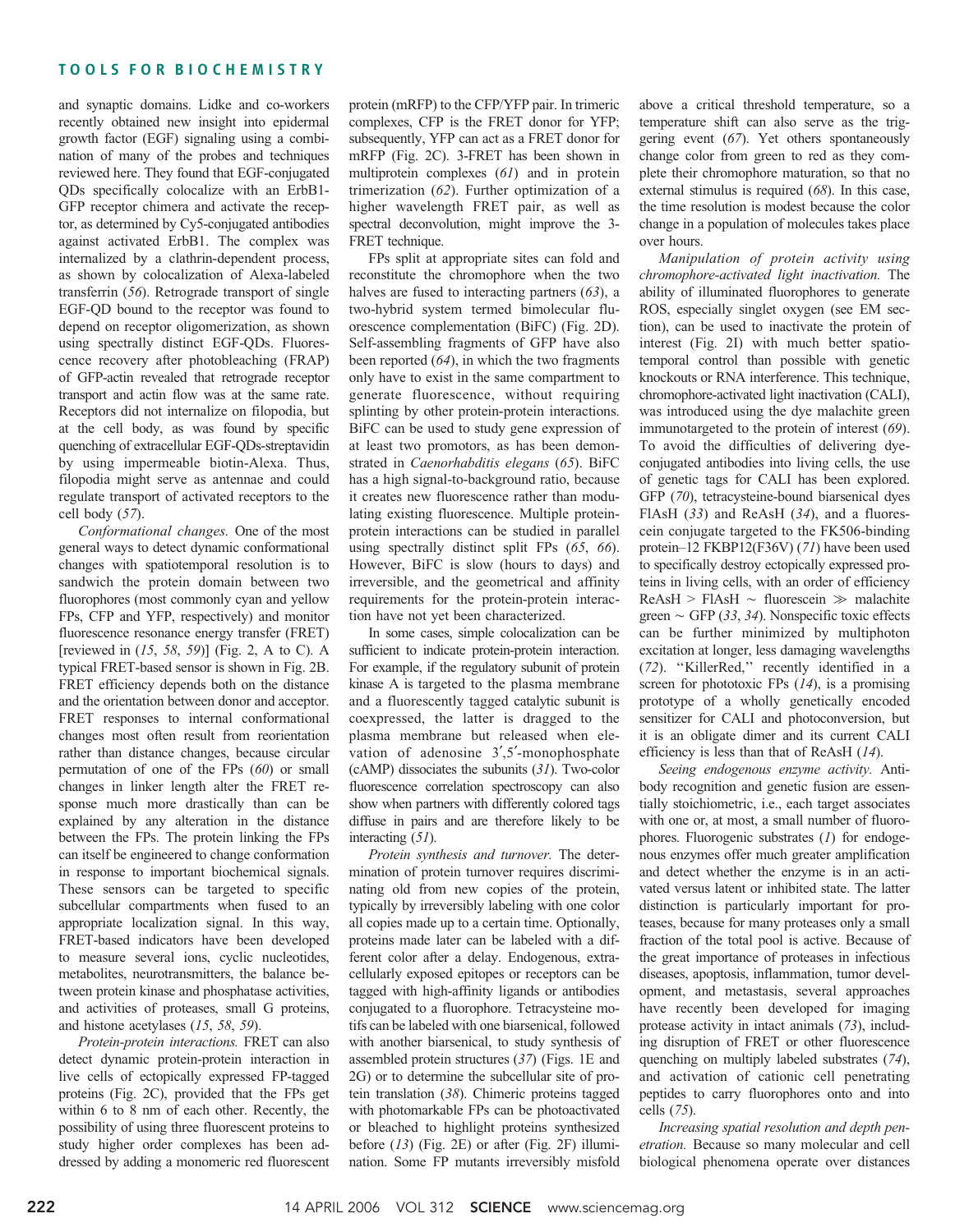and synaptic domains. Lidke and co-workers recently obtained new insight into epidermal growth factor (EGF) signaling using a combination of many of the probes and techniques reviewed here. They found that EGF-conjugated QDs specifically colocalize with an ErbB1-GFP receptor chimera and activate the receptor, as determined by Cy5-conjugated antibodies against activated ErbB1. The complex was internalized by a clathrin-dependent process, as shown by colocalization of Alexa-labeled transferrin (56). Retrograde transport of single EGF-QD bound to the receptor was found to depend on receptor oligomerization, as shown using spectrally distinct EGF-QDs. Fluorescence recovery after photobleaching (FRAP) of GFP-actin revealed that retrograde receptor transport and actin flow was at the same rate. Receptors did not internalize on filopodia, but at the cell body, as was found by specific quenching of extracellular EGF-QDs-streptavidin by using impermeable biotin-Alexa. Thus, filopodia might serve as antennae and could regulate transport of activated receptors to the cell body (57).

*Conformational changes.* One of the most general ways to detect dynamic conformational changes with spatiotemporal resolution is to sandwich the protein domain between two fluorophores (most commonly cyan and yellow FPs, CFP and YFP, respectively) and monitor fluorescence resonance energy transfer (FRET) [reviewed in (15, 58, 59)] (Fig. 2, A to C). A typical FRET-based sensor is shown in Fig. 2B. FRET efficiency depends both on the distance and the orientation between donor and acceptor. FRET responses to internal conformational changes most often result from reorientation rather than distance changes, because circular permutation of one of the FPs (60) or small changes in linker length alter the FRET response much more drastically than can be explained by any alteration in the distance between the FPs. The protein linking the FPs can itself be engineered to change conformation in response to important biochemical signals. These sensors can be targeted to specific subcellular compartments when fused to an appropriate localization signal. In this way, FRET-based indicators have been developed to measure several ions, cyclic nucleotides, metabolites, neurotransmitters, the balance between protein kinase and phosphatase activities, and activities of proteases, small G proteins, and histone acetylases (15, 58, 59).

*Protein-protein interactions.* FRET can also detect dynamic protein-protein interaction in live cells of ectopically expressed FP-tagged proteins (Fig. 2C), provided that the FPs get within 6 to 8 nm of each other. Recently, the possibility of using three fluorescent proteins to study higher order complexes has been addressed by adding a monomeric red fluorescent protein (mRFP) to the CFP/YFP pair. In trimeric complexes, CFP is the FRET donor for YFP; subsequently, YFP can act as a FRET donor for mRFP (Fig. 2C). 3-FRET has been shown in multiprotein complexes (61) and in protein trimerization (62). Further optimization of a higher wavelength FRET pair, as well as spectral deconvolution, might improve the 3-FRET technique.

FPs split at appropriate sites can fold and reconstitute the chromophore when the two halves are fused to interacting partners (63), a two-hybrid system termed bimolecular fluorescence complementation (BiFC) (Fig. 2D). Self-assembling fragments of GFP have also been reported (64), in which the two fragments only have to exist in the same compartment to generate fluorescence, without requiring splinting by other protein-protein interactions. BiFC can be used to study gene expression of at least two promotors, as has been demonstrated in *Caenorhabditis elegans* (65). BiFC has a high signal-to-background ratio, because it creates new fluorescence rather than modulating existing fluorescence. Multiple protein-protein interactions can be studied in parallel using spectrally distinct split FPs (65, 66). However, BiFC is slow (hours to days) and irreversible, and the geometrical and affinity requirements for the protein-protein interaction have not yet been characterized.

In some cases, simple colocalization can be sufficient to indicate protein-protein interaction. For example, if the regulatory subunit of protein kinase A is targeted to the plasma membrane and a fluorescently tagged catalytic subunit is coexpressed, the latter is dragged to the plasma membrane but released when elevation of adenosine 3′,5′-monophosphate (cAMP) dissociates the subunits (31). Two-color fluorescence correlation spectroscopy can also show when partners with differently colored tags diffuse in pairs and are therefore likely to be interacting (51).

*Protein synthesis and turnover.* The determination of protein turnover requires discriminating old from new copies of the protein, typically by irreversibly labeling with one color all copies made up to a certain time. Optionally, proteins made later can be labeled with a different color after a delay. Endogenous, extracellularly exposed epitopes or receptors can be tagged with high-affinity ligands or antibodies conjugated to a fluorophore. Tetracysteine motifs can be labeled with one biarsenical, followed with another biarsenical, to study synthesis of assembled protein structures (37) (Figs. 1E and 2G) or to determine the subcellular site of protein translation (38). Chimeric proteins tagged with photomarkable FPs can be photoactivated or bleached to highlight proteins synthesized before (13) (Fig. 2E) or after (Fig. 2F) illumination. Some FP mutants irreversibly misfold above a critical threshold temperature, so a temperature shift can also serve as the triggering event (67). Yet others spontaneously change color from green to red as they complete their chromophore maturation, so that no external stimulus is required (68). In this case, the time resolution is modest because the color change in a population of molecules takes place over hours.

*Manipulation of protein activity using chromophore-activated light inactivation.* The ability of illuminated fluorophores to generate ROS, especially singlet oxygen (see EM section), can be used to inactivate the protein of interest (Fig. 2I) with much better spatiotemporal control than possible with genetic knockouts or RNA interference. This technique, chromophore-activated light inactivation (CALI), was introduced using the dye malachite green immunotargeted to the protein of interest (69). To avoid the difficulties of delivering dye-conjugated antibodies into living cells, the use of genetic tags for CALI has been explored. GFP (70), tetracysteine-bound biarsenical dyes FlAsH (33) and ReAsH (34), and a fluorescein conjugate targeted to the FK506-binding protein–12 FKBP12(F36V) (71) have been used to specifically destroy ectopically expressed proteins in living cells, with an order of efficiency ReAsH > FlAsH ~ fluorescein ≫ malachite green ~ GFP (33, 34). Nonspecific toxic effects can be further minimized by multiphoton excitation at longer, less damaging wavelengths (72). "KillerRed," recently identified in a screen for phototoxic FPs (14), is a promising prototype of a wholly genetically encoded sensitizer for CALI and photoconversion, but it is an obligate dimer and its current CALI efficiency is less than that of ReAsH (14).

*Seeing endogenous enzyme activity.* Antibody recognition and genetic fusion are essentially stoichiometric, i.e., each target associates with one or, at most, a small number of fluorophores. Fluorogenic substrates (1) for endogenous enzymes offer much greater amplification and detect whether the enzyme is in an activated versus latent or inhibited state. The latter distinction is particularly important for proteases, because for many proteases only a small fraction of the total pool is active. Because of the great importance of proteases in infectious diseases, apoptosis, inflammation, tumor development, and metastasis, several approaches have recently been developed for imaging protease activity in intact animals (73), including disruption of FRET or other fluorescence quenching on multiply labeled substrates (74), and activation of cationic cell penetrating peptides to carry fluorophores onto and into cells (75).

*Increasing spatial resolution and depth penetration.* Because so many molecular and cell biological phenomena operate over distances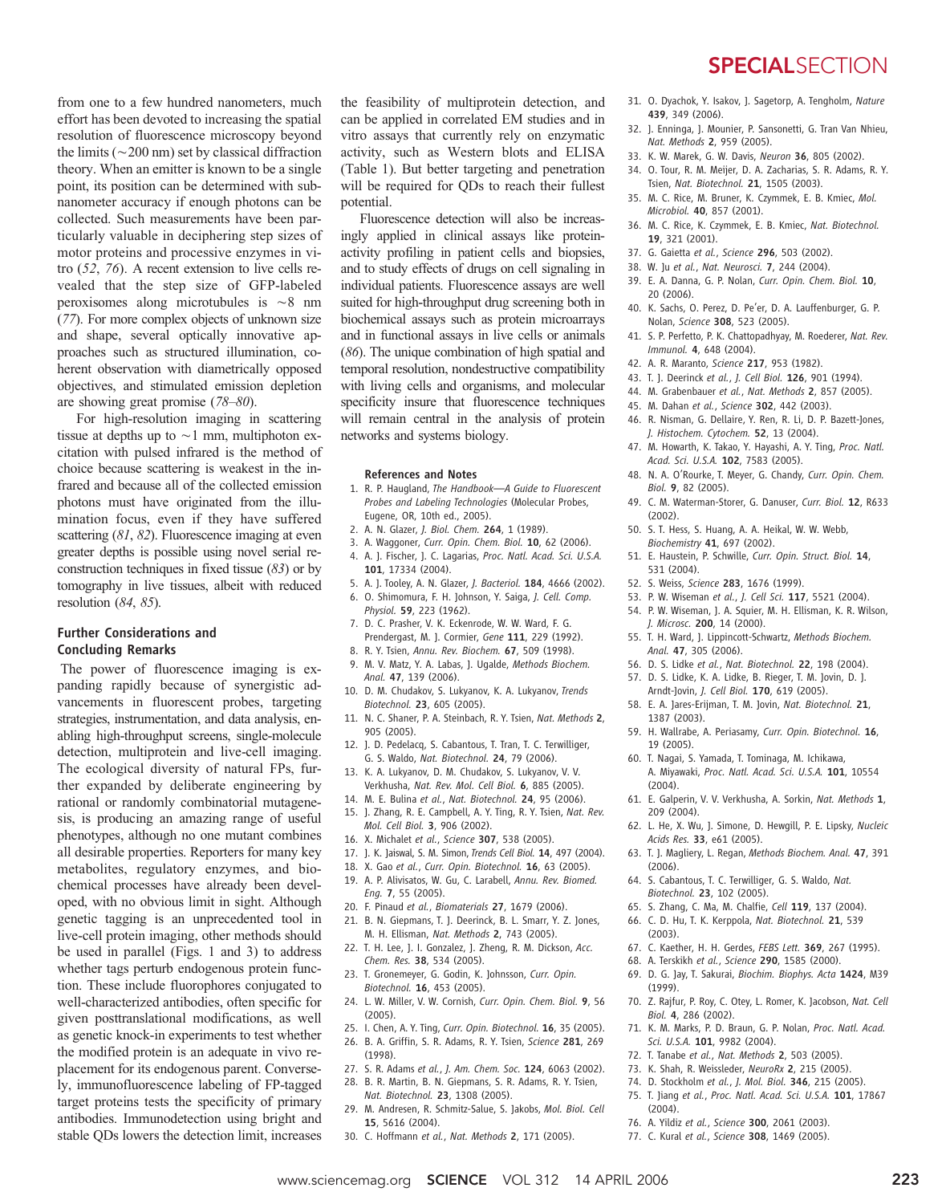from one to a few hundred nanometers, much effort has been devoted to increasing the spatial resolution of fluorescence microscopy beyond the limits (~200 nm) set by classical diffraction theory. When an emitter is known to be a single point, its position can be determined with subnanometer accuracy if enough photons can be collected. Such measurements have been particularly valuable in deciphering step sizes of motor proteins and processive enzymes in vitro (*52*, *76*). A recent extension to live cells revealed that the step size of GFP-labeled peroxisomes along microtubules is ~8 nm (*77*). For more complex objects of unknown size and shape, several optically innovative approaches such as structured illumination, coherent observation with diametrically opposed objectives, and stimulated emission depletion are showing great promise (*78*–*80*).

For high-resolution imaging in scattering tissue at depths up to ~1 mm, multiphoton excitation with pulsed infrared is the method of choice because scattering is weakest in the infrared and because all of the collected emission photons must have originated from the illumination focus, even if they have suffered scattering (*81*, *82*). Fluorescence imaging at even greater depths is possible using novel serial reconstruction techniques in fixed tissue (*83*) or by tomography in live tissues, albeit with reduced resolution (*84*, *85*).

### Further Considerations and Concluding Remarks

The power of fluorescence imaging is expanding rapidly because of synergistic advancements in fluorescent probes, targeting strategies, instrumentation, and data analysis, enabling high-throughput screens, single-molecule detection, multiprotein and live-cell imaging. The ecological diversity of natural FPs, further expanded by deliberate engineering by rational or randomly combinatorial mutagenesis, is producing an amazing range of useful phenotypes, although no one mutant combines all desirable properties. Reporters for many key metabolites, regulatory enzymes, and biochemical processes have already been developed, with no obvious limit in sight. Although genetic tagging is an unprecedented tool in live-cell protein imaging, other methods should be used in parallel (Figs. 1 and 3) to address whether tags perturb endogenous protein function. These include fluorophores conjugated to well-characterized antibodies, often specific for given posttranslational modifications, as well as genetic knock-in experiments to test whether the modified protein is an adequate in vivo replacement for its endogenous parent. Conversely, immunofluorescence labeling of FP-tagged target proteins tests the specificity of primary antibodies. Immunodetection using bright and stable QDs lowers the detection limit, increases the feasibility of multiprotein detection, and can be applied in correlated EM studies and in vitro assays that currently rely on enzymatic activity, such as Western blots and ELISA (Table 1). But better targeting and penetration will be required for QDs to reach their fullest potential.

Fluorescence detection will also be increasingly applied in clinical assays like protein-activity profiling in patient cells and biopsies, and to study effects of drugs on cell signaling in individual patients. Fluorescence assays are well suited for high-throughput drug screening both in biochemical assays such as protein microarrays and in functional assays in live cells or animals (*86*). The unique combination of high spatial and temporal resolution, nondestructive compatibility with living cells and organisms, and molecular specificity insure that fluorescence techniques will remain central in the analysis of protein networks and systems biology.

#### References and Notes

1. R. P. Haugland, *The Handbook—A Guide to Fluorescent Probes and Labeling Technologies* (Molecular Probes, Eugene, OR, 10th ed., 2005).
2. A. N. Glazer, *J. Biol. Chem.* **264**, 1 (1989).
3. A. Waggoner, *Curr. Opin. Chem. Biol.* **10**, 62 (2006).
4. A. J. Fischer, J. C. Lagarias, *Proc. Natl. Acad. Sci. U.S.A.* **101**, 17334 (2004).
5. A. J. Tooley, A. N. Glazer, *J. Bacteriol.* **184**, 4666 (2002).
6. O. Shimomura, F. H. Johnson, Y. Saiga, *J. Cell. Comp. Physiol.* **59**, 223 (1962).
7. D. C. Prasher, V. K. Eckenrode, W. W. Ward, F. G. Prendergast, M. J. Cormier, *Gene* **111**, 229 (1992).
8. R. Y. Tsien, *Annu. Rev. Biochem.* **67**, 509 (1998).
9. M. V. Matz, Y. A. Labas, J. Ugalde, *Methods Biochem. Anal.* **47**, 139 (2006).
10. D. M. Chudakov, S. Lukyanov, K. A. Lukyanov, *Trends Biotechnol.* **23**, 605 (2005).
11. N. C. Shaner, P. A. Steinbach, R. Y. Tsien, *Nat. Methods* **2**, 905 (2005).
12. J. D. Pedelacq, S. Cabantous, T. Tran, T. C. Terwilliger, G. S. Waldo, *Nat. Biotechnol.* **24**, 79 (2006).
13. K. A. Lukyanov, D. M. Chudakov, S. Lukyanov, V. V. Verkhusha, *Nat. Rev. Mol. Cell Biol.* **6**, 885 (2005).
14. M. E. Bulina *et al.*, *Nat. Biotechnol.* **24**, 95 (2006).
15. J. Zhang, R. E. Campbell, A. Y. Ting, R. Y. Tsien, *Nat. Rev. Mol. Cell Biol.* **3**, 906 (2002).
16. X. Michalet *et al.*, *Science* **307**, 538 (2005).
17. J. K. Jaiswal, S. M. Simon, *Trends Cell Biol.* **14**, 497 (2004).
18. X. Gao *et al.*, *Curr. Opin. Biotechnol.* **16**, 63 (2005).
19. A. P. Alivisatos, W. Gu, C. Larabell, *Annu. Rev. Biomed. Eng.* **7**, 55 (2005).
20. F. Pinaud *et al.*, *Biomaterials* **27**, 1679 (2006).
21. B. N. Giepmans, T. J. Deerinck, B. L. Smarr, Y. Z. Jones, M. H. Ellisman, *Nat. Methods* **2**, 743 (2005).
22. T. H. Lee, J. I. Gonzalez, J. Zheng, R. M. Dickson, *Acc. Chem. Res.* **38**, 534 (2005).
23. T. Gronemeyer, G. Godin, K. Johnsson, *Curr. Opin. Biotechnol.* **16**, 453 (2005).
24. L. W. Miller, V. W. Cornish, *Curr. Opin. Chem. Biol.* **9**, 56 (2005).
25. I. Chen, A. Y. Ting, *Curr. Opin. Biotechnol.* **16**, 35 (2005).
26. B. A. Griffin, S. R. Adams, R. Y. Tsien, *Science* **281**, 269 (1998).
27. S. R. Adams *et al.*, *J. Am. Chem. Soc.* **124**, 6063 (2002).
28. B. R. Martin, B. N. Giepmans, S. R. Adams, R. Y. Tsien, *Nat. Biotechnol.* **23**, 1308 (2005).
29. M. Andresen, R. Schmitz-Salue, S. Jakobs, *Mol. Biol. Cell* **15**, 5616 (2004).
30. C. Hoffmann *et al.*, *Nat. Methods* **2**, 171 (2005).
31. O. Dyachok, Y. Isakov, J. Sagetorp, A. Tengholm, *Nature* **439**, 349 (2006).
32. J. Enninga, J. Mounier, P. Sansonetti, G. Tran Van Nhieu, *Nat. Methods* **2**, 959 (2005).
33. K. W. Marek, G. W. Davis, *Neuron* **36**, 805 (2002).
34. O. Tour, R. M. Meijer, D. A. Zacharias, S. R. Adams, R. Y. Tsien, *Nat. Biotechnol.* **21**, 1505 (2003).
35. M. C. Rice, M. Bruner, K. Czymmek, E. B. Kmiec, *Mol. Microbiol.* **40**, 857 (2001).
36. M. C. Rice, K. Czymmek, E. B. Kmiec, *Nat. Biotechnol.* **19**, 321 (2001).
37. G. Gaietta *et al.*, *Science* **296**, 503 (2002).
38. W. Ju *et al.*, *Nat. Neurosci.* **7**, 244 (2004).
39. E. A. Danna, G. P. Nolan, *Curr. Opin. Chem. Biol.* **10**, 20 (2006).
40. K. Sachs, O. Perez, D. Pe'er, D. A. Lauffenburger, G. P. Nolan, *Science* **308**, 523 (2005).
41. S. P. Perfetto, P. K. Chattopadhyay, M. Roederer, *Nat. Rev. Immunol.* **4**, 648 (2004).
42. A. R. Maranto, *Science* **217**, 953 (1982).
43. T. J. Deerinck *et al.*, *J. Cell Biol.* **126**, 901 (1994).
44. M. Grabenbauer *et al.*, *Nat. Methods* **2**, 857 (2005).
45. M. Dahan *et al.*, *Science* **302**, 442 (2003).
46. R. Nisman, G. Dellaire, Y. Ren, R. Li, D. P. Bazett-Jones, *J. Histochem. Cytochem.* **52**, 13 (2004).
47. M. Howarth, K. Takao, Y. Hayashi, A. Y. Ting, *Proc. Natl. Acad. Sci. U.S.A.* **102**, 7583 (2005).
48. N. A. O'Rourke, T. Meyer, G. Chandy, *Curr. Opin. Chem. Biol.* **9**, 82 (2005).
49. C. M. Waterman-Storer, G. Danuser, *Curr. Biol.* **12**, R633 (2002).
50. S. T. Hess, S. Huang, A. A. Heikal, W. W. Webb, *Biochemistry* **41**, 697 (2002).
51. E. Haustein, P. Schwille, *Curr. Opin. Struct. Biol.* **14**, 531 (2004).
52. S. Weiss, *Science* **283**, 1676 (1999).
53. P. W. Wiseman *et al.*, *J. Cell Sci.* **117**, 5521 (2004).
54. P. W. Wiseman, J. A. Squier, M. H. Ellisman, K. R. Wilson, *J. Microsc.* **200**, 14 (2000).
55. T. H. Ward, J. Lippincott-Schwartz, *Methods Biochem. Anal.* **47**, 305 (2006).
56. D. S. Lidke *et al.*, *Nat. Biotechnol.* **22**, 198 (2004).
57. D. S. Lidke, K. A. Lidke, B. Rieger, T. M. Jovin, D. J. Arndt-Jovin, *J. Cell Biol.* **170**, 619 (2005).
58. E. A. Jares-Erijman, T. M. Jovin, *Nat. Biotechnol.* **21**, 1387 (2003).
59. H. Wallrabe, A. Periasamy, *Curr. Opin. Biotechnol.* **16**, 19 (2005).
60. T. Nagai, S. Yamada, T. Tominaga, M. Ichikawa, A. Miyawaki, *Proc. Natl. Acad. Sci. U.S.A.* **101**, 10554 (2004).
61. E. Galperin, V. V. Verkhusha, A. Sorkin, *Nat. Methods* **1**, 209 (2004).
62. L. He, X. Wu, J. Simone, D. Hewgill, P. E. Lipsky, *Nucleic Acids Res.* **33**, e61 (2005).
63. T. J. Magliery, L. Regan, *Methods Biochem. Anal.* **47**, 391 (2006).
64. S. Cabantous, T. C. Terwilliger, G. S. Waldo, *Nat. Biotechnol.* **23**, 102 (2005).
65. S. Zhang, C. Ma, M. Chalfie, *Cell* **119**, 137 (2004).
66. C. D. Hu, T. K. Kerppola, *Nat. Biotechnol.* **21**, 539 (2003).
67. C. Kaether, H. H. Gerdes, *FEBS Lett.* **369**, 267 (1995).
68. A. Terskikh *et al.*, *Science* **290**, 1585 (2000).
69. D. G. Jay, T. Sakurai, *Biochim. Biophys. Acta* **1424**, M39 (1999).
70. Z. Rajfur, P. Roy, C. Otey, L. Romer, K. Jacobson, *Nat. Cell Biol.* **4**, 286 (2002).
71. K. M. Marks, P. D. Braun, G. P. Nolan, *Proc. Natl. Acad. Sci. U.S.A.* **101**, 9982 (2004).
72. T. Tanabe *et al.*, *Nat. Methods* **2**, 503 (2005).
73. K. Shah, R. Weissleder, *NeuroRx* **2**, 215 (2005).
74. D. Stockholm *et al.*, *J. Mol. Biol.* **346**, 215 (2005).
75. T. Jiang *et al.*, *Proc. Natl. Acad. Sci. U.S.A.* **101**, 17867 (2004).
76. A. Yildiz *et al.*, *Science* **300**, 2061 (2003).
77. C. Kural *et al.*, *Science* **308**, 1469 (2005).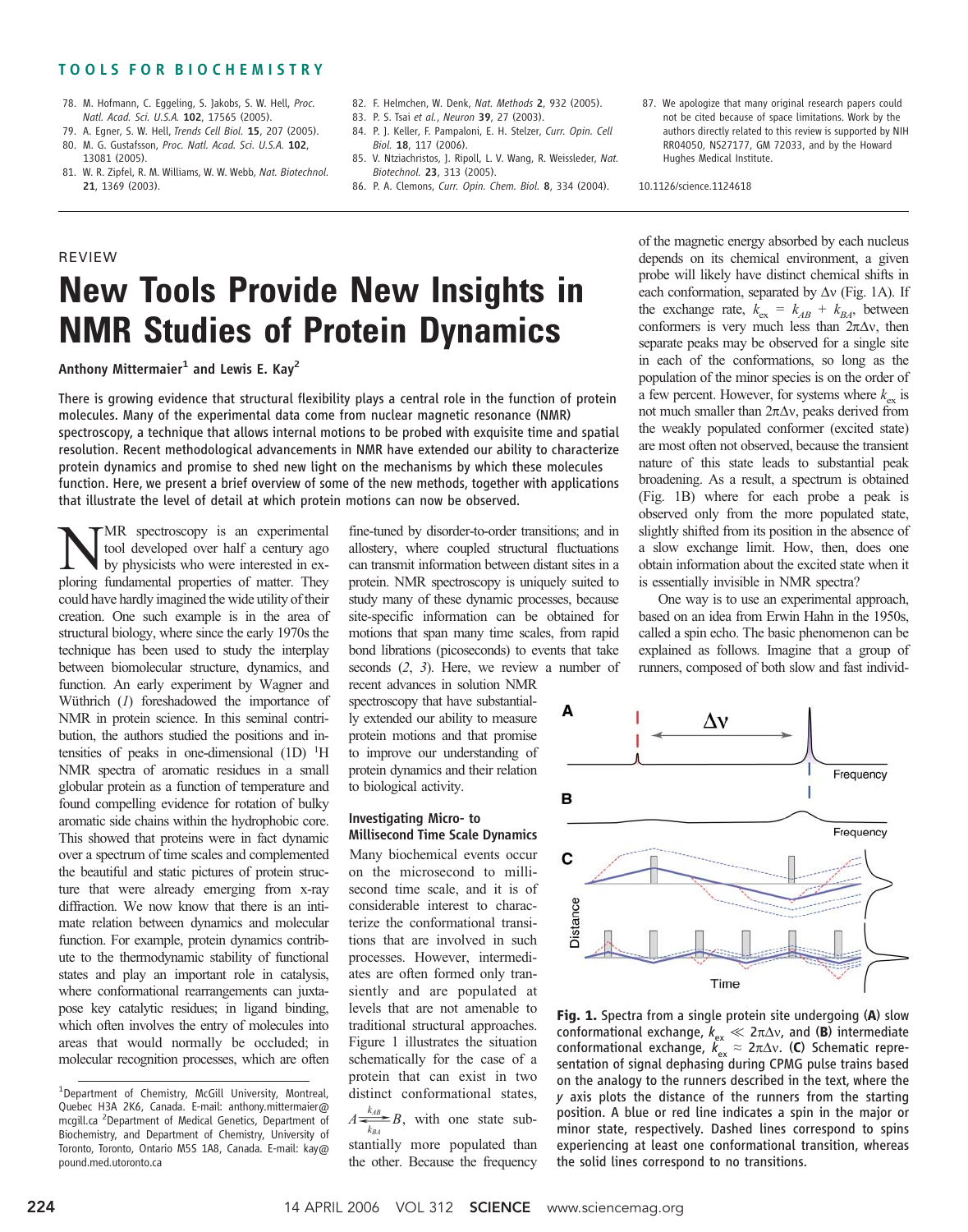78. M. Hofmann, C. Eggeling, S. Jakobs, S. W. Hell, *Proc. Natl. Acad. Sci. U.S.A.* **102**, 17565 (2005).
79. A. Egner, S. W. Hell, *Trends Cell Biol.* **15**, 207 (2005).
80. M. G. Gustafsson, *Proc. Natl. Acad. Sci. U.S.A.* **102**, 13081 (2005).
81. W. R. Zipfel, R. M. Williams, W. W. Webb, *Nat. Biotechnol.* **21**, 1369 (2003).
82. F. Helmchen, W. Denk, *Nat. Methods* **2**, 932 (2005).
83. P. S. Tsai *et al.*, *Neuron* **39**, 27 (2003).
84. P. J. Keller, F. Pampaloni, E. H. Stelzer, *Curr. Opin. Cell Biol.* **18**, 117 (2006).
85. V. Ntziachristos, J. Ripoll, L. V. Wang, R. Weissleder, *Nat. Biotechnol.* **23**, 313 (2005).
86. P. A. Clemons, *Curr. Opin. Chem. Biol.* **8**, 334 (2004).
87. We apologize that many original research papers could not be cited because of space limitations. Work by the authors directly related to this review is supported by NIH RR04050, NS27177, GM 72033, and by the Howard Hughes Medical Institute.

10.1126/science.1124618

REVIEW

# New Tools Provide New Insights in NMR Studies of Protein Dynamics

**Anthony Mittermaier[1] and Lewis E. Kay[2]**

There is growing evidence that structural flexibility plays a central role in the function of protein molecules. Many of the experimental data come from nuclear magnetic resonance (NMR) spectroscopy, a technique that allows internal motions to be probed with exquisite time and spatial resolution. Recent methodological advancements in NMR have extended our ability to characterize protein dynamics and promise to shed new light on the mechanisms by which these molecules function. Here, we present a brief overview of some of the new methods, together with applications that illustrate the level of detail at which protein motions can now be observed.

NMR spectroscopy is an experimental tool developed over half a century ago by physicists who were interested in exploring fundamental properties of matter. They could have hardly imagined the wide utility of their creation. One such example is in the area of structural biology, where since the early 1970s the technique has been used to study the interplay between biomolecular structure, dynamics, and function. An early experiment by Wagner and Wüthrich (*1*) foreshadowed the importance of NMR in protein science. In this seminal contribution, the authors studied the positions and intensities of peaks in one-dimensional (1D) $^1$H NMR spectra of aromatic residues in a small globular protein as a function of temperature and found compelling evidence for rotation of bulky aromatic side chains within the hydrophobic core. This showed that proteins were in fact dynamic over a spectrum of time scales and complemented the beautiful and static pictures of protein structure that were already emerging from x-ray diffraction. We now know that there is an intimate relation between dynamics and molecular function. For example, protein dynamics contribute to the thermodynamic stability of functional states and play an important role in catalysis, where conformational rearrangements can juxtapose key catalytic residues; in ligand binding, which often involves the entry of molecules into areas that would normally be occluded; in molecular recognition processes, which are often fine-tuned by disorder-to-order transitions; and in allostery, where coupled structural fluctuations can transmit information between distant sites in a protein. NMR spectroscopy is uniquely suited to study many of these dynamic processes, because site-specific information can be obtained for motions that span many time scales, from rapid bond librations (picoseconds) to events that take seconds (*2*, *3*). Here, we review a number of recent advances in solution NMR spectroscopy that have substantially extended our ability to measure protein motions and that promise to improve our understanding of protein dynamics and their relation to biological activity.

### Investigating Micro- to Millisecond Time Scale Dynamics

Many biochemical events occur on the microsecond to millisecond time scale, and it is of considerable interest to characterize the conformational transitions that are involved in such processes. However, intermediates are often formed only transiently and are populated at levels that are not amenable to traditional structural approaches. Figure 1 illustrates the situation schematically for the case of a protein that can exist in two distinct conformational states, $A \underset{k_{BA}}{\overset{k_{AB}}{\rightleftharpoons}} B$, with one state substantially more populated than the other. Because the frequency of the magnetic energy absorbed by each nucleus depends on its chemical environment, a given probe will likely have distinct chemical shifts in each conformation, separated by $\Delta\nu$ (Fig. 1A). If the exchange rate, $k_{ex} = k_{AB} + k_{BA}$, between conformers is very much less than $2\pi\Delta\nu$, then separate peaks may be observed for a single site in each of the conformations, so long as the population of the minor species is on the order of a few percent. However, for systems where $k_{ex}$ is not much smaller than $2\pi\Delta\nu$, peaks derived from the weakly populated conformer (excited state) are most often not observed, because the transient nature of this state leads to substantial peak broadening. As a result, a spectrum is obtained (Fig. 1B) where for each probe a peak is observed only from the more populated state, slightly shifted from its position in the absence of a slow exchange limit. How, then, does one obtain information about the excited state when it is essentially invisible in NMR spectra?

One way is to use an experimental approach, based on an idea from Erwin Hahn in the 1950s, called a spin echo. The basic phenomenon can be explained as follows. Imagine that a group of runners, composed of both slow and fast individ-

A
Δν
Frequency
B
Frequency
C
Distance
Time

**Fig. 1.** Spectra from a single protein site undergoing (**A**) slow conformational exchange, $k_{ex} \ll 2\pi\Delta\nu$, and (**B**) intermediate conformational exchange, $k_{ex} \approx 2\pi\Delta\nu$. (**C**) Schematic representation of signal dephasing during CPMG pulse trains based on the analogy to the runners described in the text, where the *y* axis plots the distance of the runners from the starting position. A blue or red line indicates a spin in the major or minor state, respectively. Dashed lines correspond to spins experiencing at least one conformational transition, whereas the solid lines correspond to no transitions.

[1]Department of Chemistry, McGill University, Montreal, Quebec H3A 2K6, Canada. E-mail: anthony.mittermaier@mcgill.ca [2]Department of Medical Genetics, Department of Biochemistry, and Department of Chemistry, University of Toronto, Toronto, Ontario M5S 1A8, Canada. E-mail: kay@pound.med.utoronto.ca